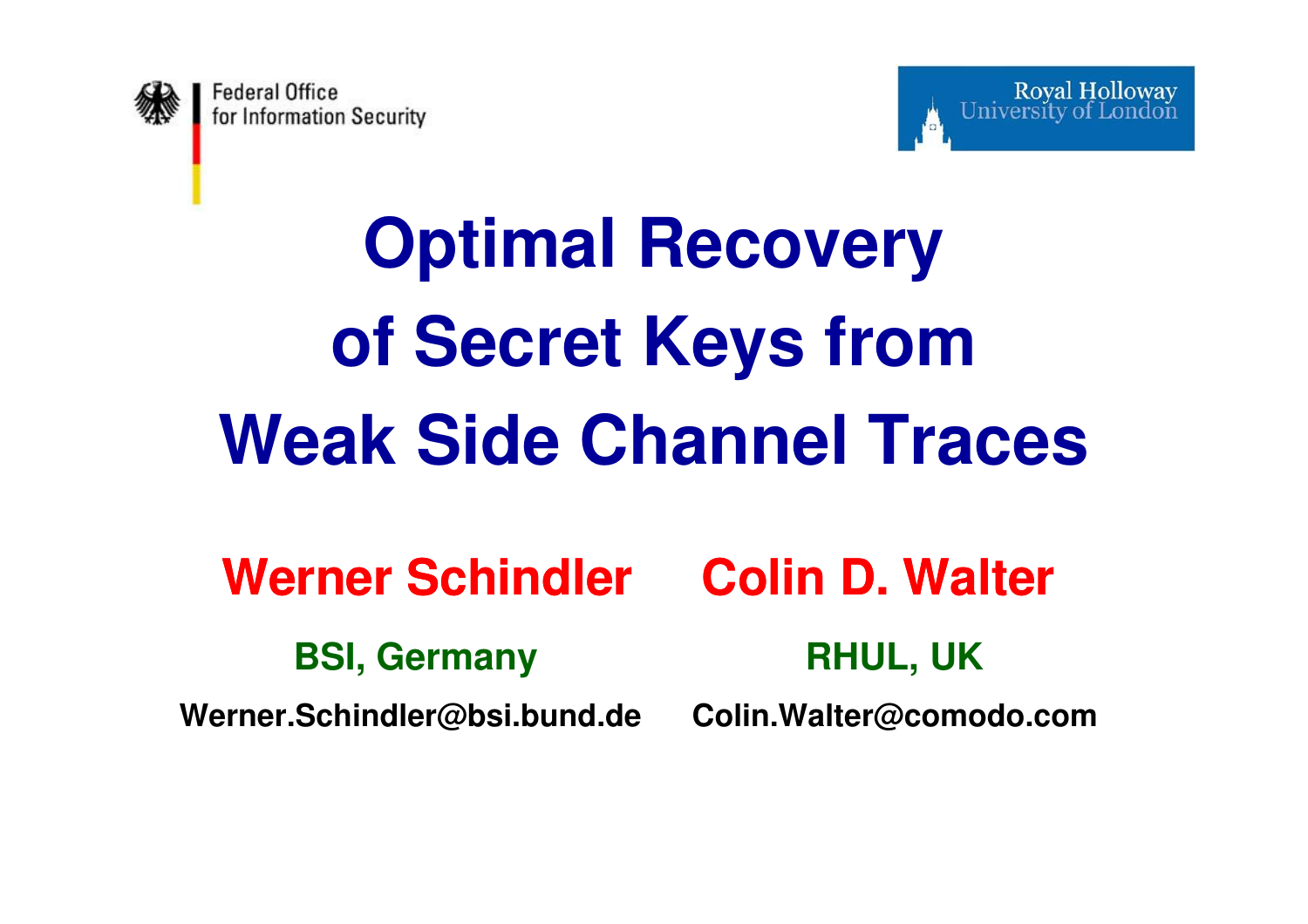Federal Office
for Information Security

Royal Holloway
University of London

# Optimal Recovery of Secret Keys from Weak Side Channel Traces

**Werner Schindler**

**BSI, Germany**

**Werner.Schindler@bsi.bund.de**

**Colin D. Walter**

**RHUL, UK**

**Colin.Walter@comodo.com**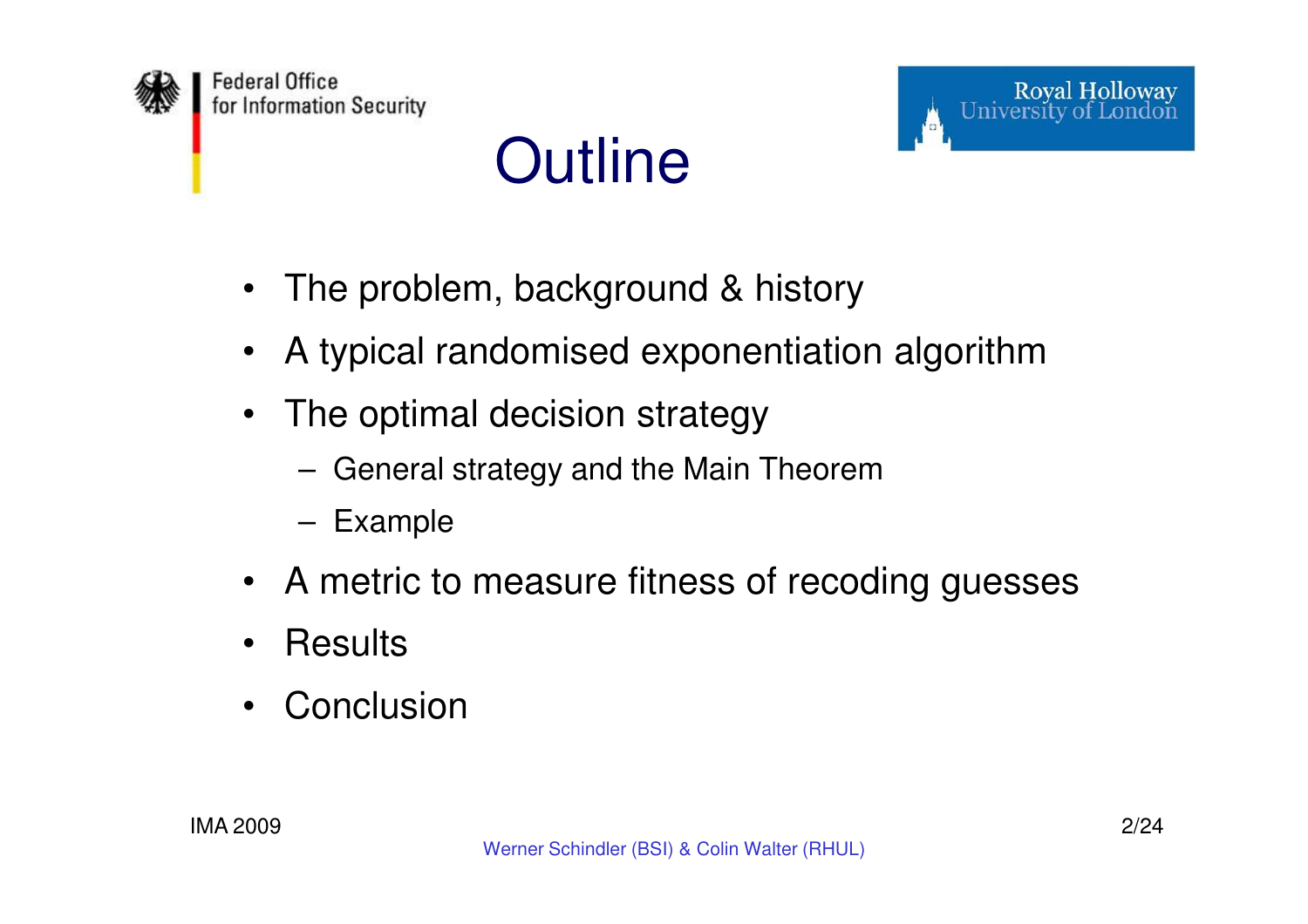# Outline

- The problem, background & history
- A typical randomised exponentiation algorithm
- The optimal decision strategy
  - General strategy and the Main Theorem
  - Example
- A metric to measure fitness of recoding guesses
- Results
- Conclusion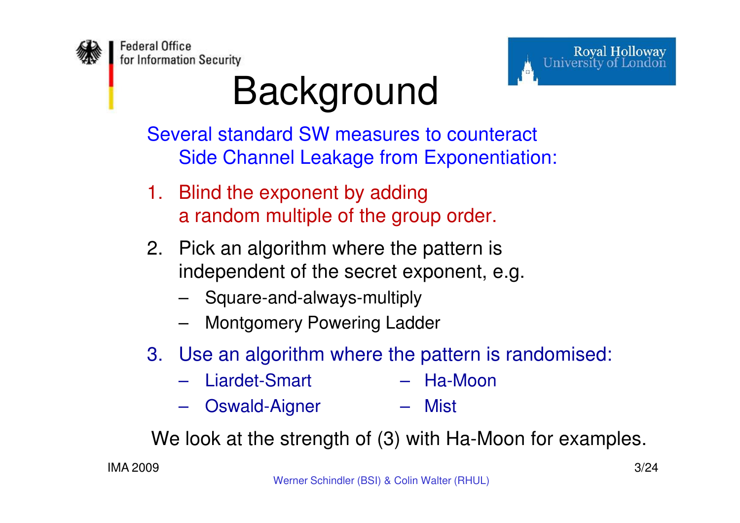# Background

Several standard SW measures to counteract Side Channel Leakage from Exponentiation:

1. Blind the exponent by adding a random multiple of the group order.
2. Pick an algorithm where the pattern is independent of the secret exponent, e.g.
   - Square-and-always-multiply
   - Montgomery Powering Ladder
3. Use an algorithm where the pattern is randomised:
   - Liardet-Smart
   - Oswald-Aigner
   - Ha-Moon
   - Mist

We look at the strength of (3) with Ha-Moon for examples.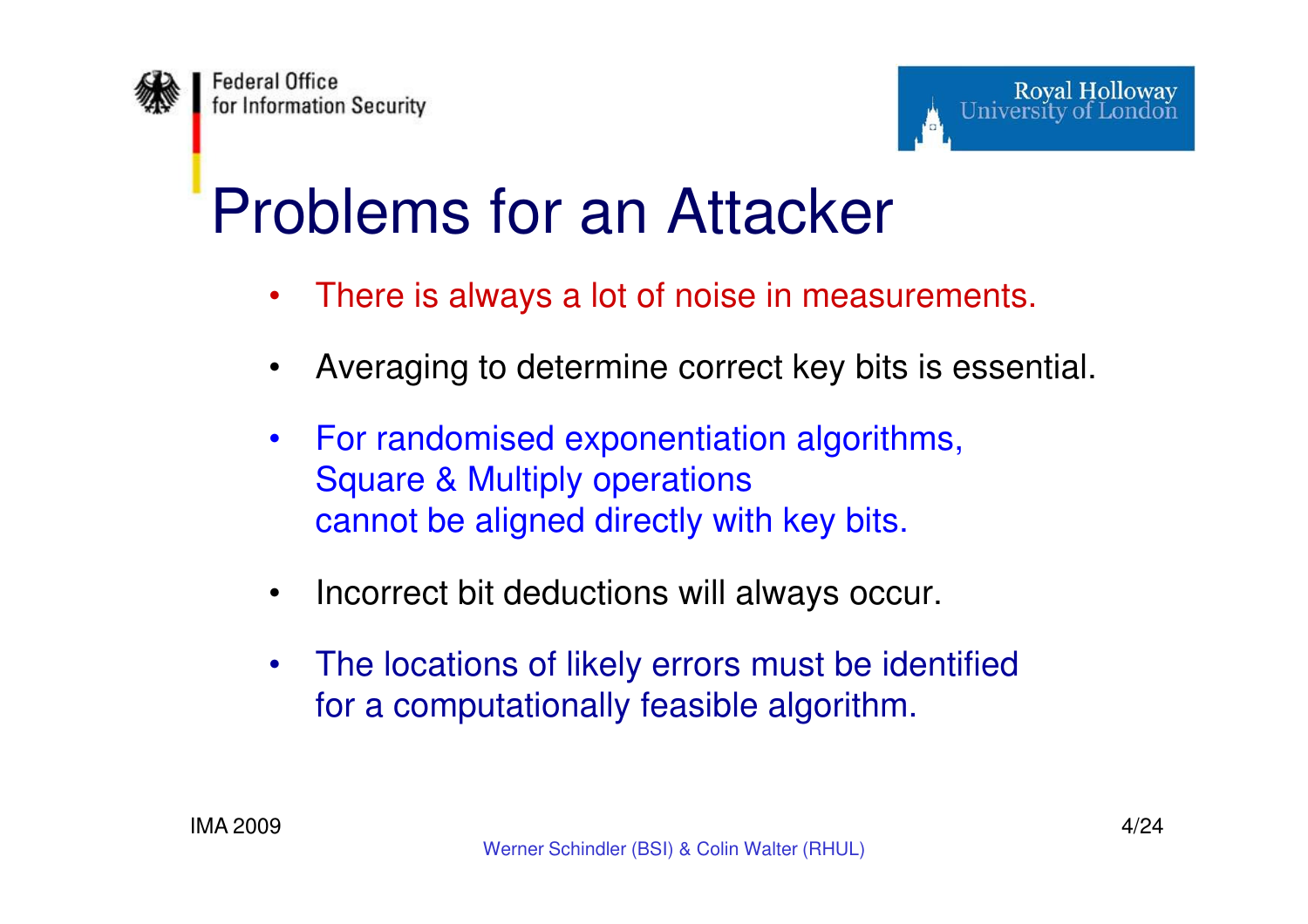# Problems for an Attacker

- There is always a lot of noise in measurements.
- Averaging to determine correct key bits is essential.
- For randomised exponentiation algorithms, Square & Multiply operations cannot be aligned directly with key bits.
- Incorrect bit deductions will always occur.
- The locations of likely errors must be identified for a computationally feasible algorithm.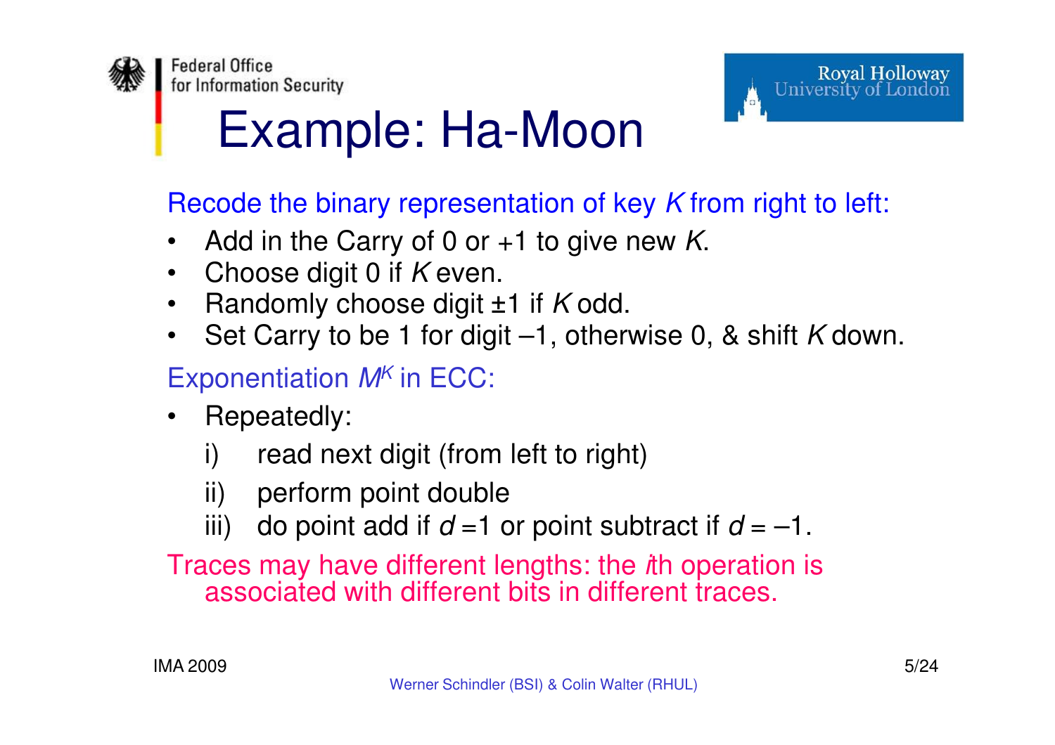# Example: Ha-Moon

Recode the binary representation of key $K$ from right to left:

- Add in the Carry of 0 or +1 to give new $K$.
- Choose digit 0 if $K$ even.
- Randomly choose digit ±1 if $K$ odd.
- Set Carry to be 1 for digit –1, otherwise 0, & shift $K$ down.

Exponentiation $M^K$ in ECC:

- Repeatedly:
  i) read next digit (from left to right)
  ii) perform point double
  iii) do point add if $d = 1$ or point subtract if $d = -1$.

Traces may have different lengths: the $i$th operation is associated with different bits in different traces.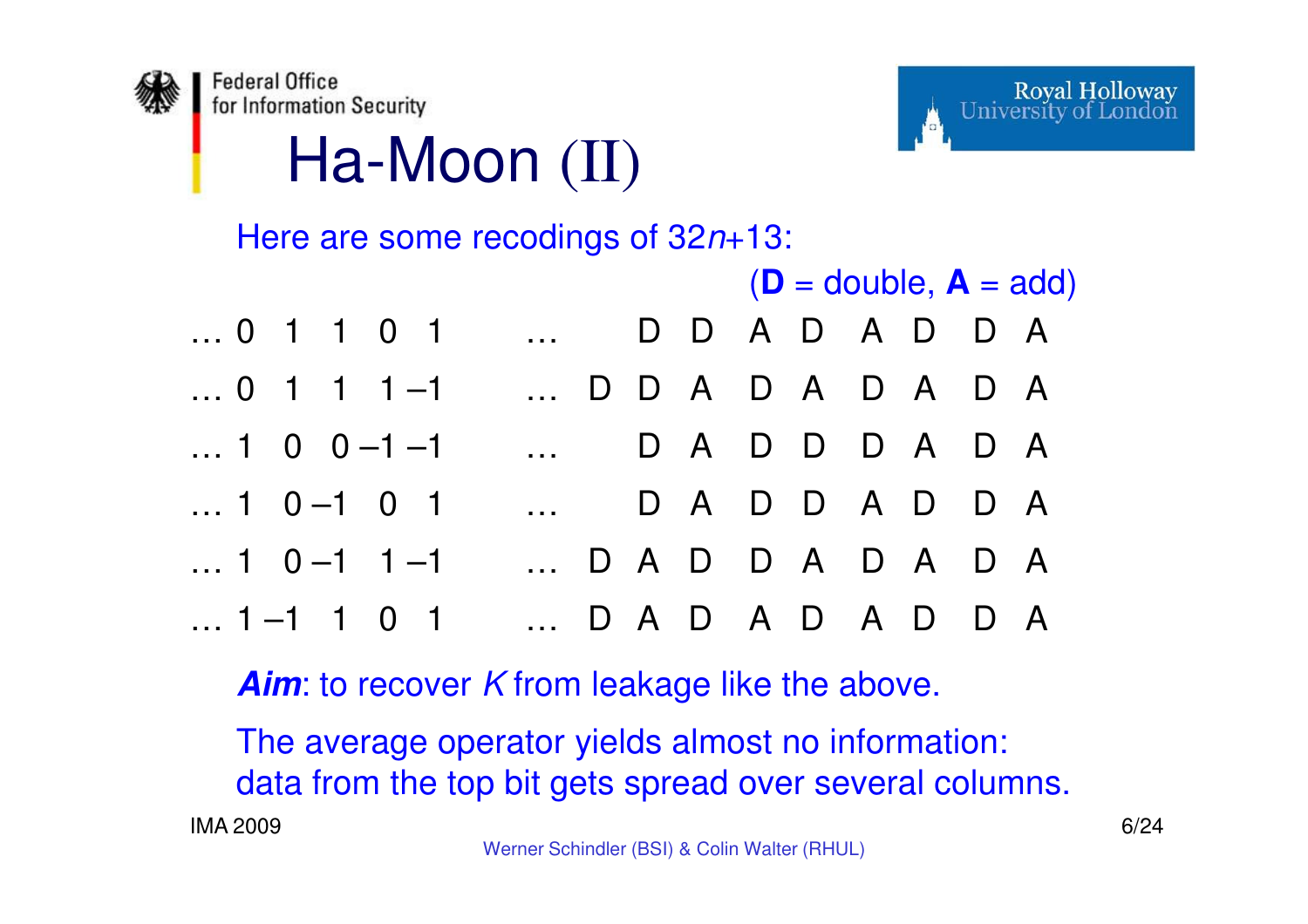# Ha-Moon (II)

Here are some recodings of $32n+13$:

(**D** = double, **A** = add)

| Recoding | Operations |
|---|---|
| … 0 1 1 0 1 | … D D A D A D D A |
| … 0 1 1 1 –1 | … D D A D A D A D A |
| … 1 0 0 –1 –1 | … D A D D D A D A |
| … 1 0 –1 0 1 | … D A D D A D D A |
| … 1 0 –1 1 –1 | … D A D D A D A D A |
| … 1 –1 1 0 1 | … D A D A D A D D A |

***Aim***: to recover $K$ from leakage like the above.

The average operator yields almost no information: data from the top bit gets spread over several columns.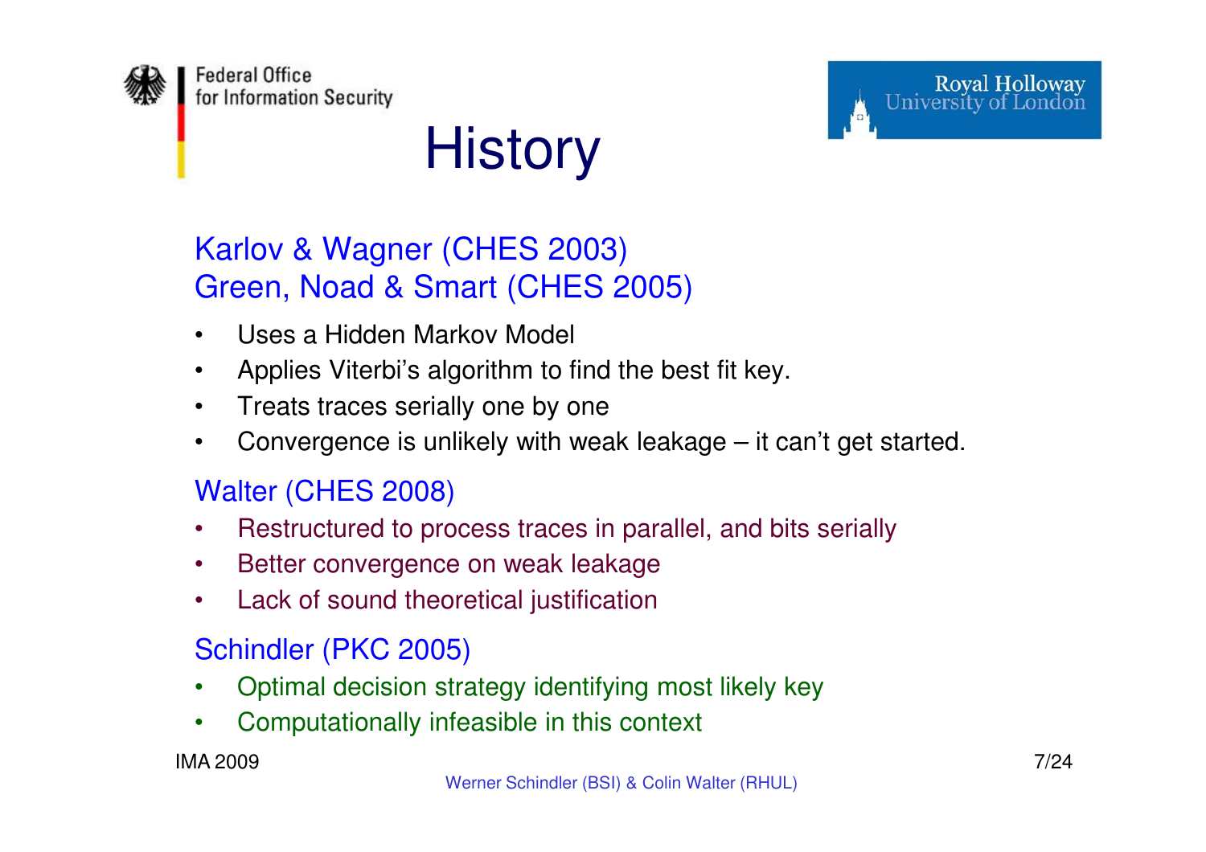# History

**Karlov & Wagner (CHES 2003)**
**Green, Noad & Smart (CHES 2005)**

- Uses a Hidden Markov Model
- Applies Viterbi's algorithm to find the best fit key.
- Treats traces serially one by one
- Convergence is unlikely with weak leakage – it can't get started.

**Walter (CHES 2008)**

- Restructured to process traces in parallel, and bits serially
- Better convergence on weak leakage
- Lack of sound theoretical justification

**Schindler (PKC 2005)**

- Optimal decision strategy identifying most likely key
- Computationally infeasible in this context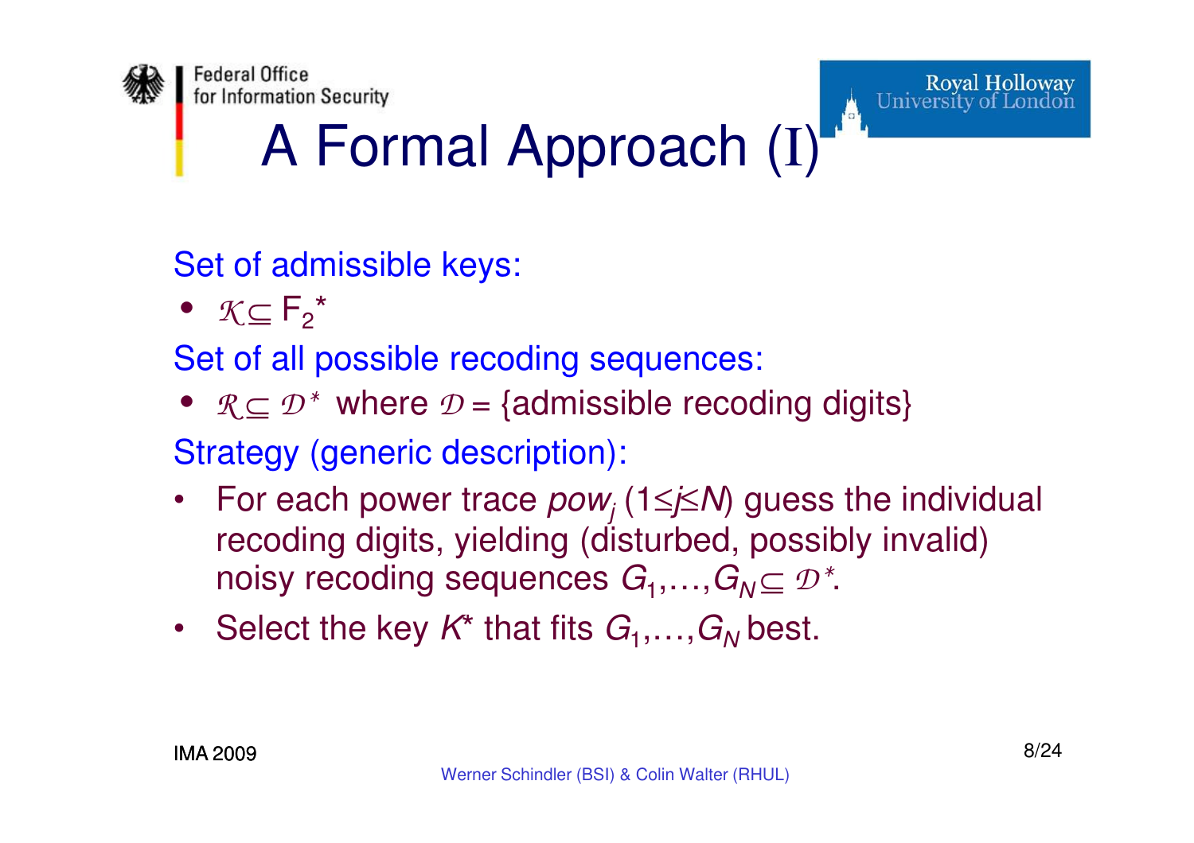# A Formal Approach (I)

Set of admissible keys:

- $\mathcal{K} \subseteq F_2^*$

Set of all possible recoding sequences:

- $\mathcal{R} \subseteq \mathcal{D}^*$ where $\mathcal{D}$ = {admissible recoding digits}

Strategy (generic description):

- For each power trace $pow_j$ ($1 \leq j \leq N$) guess the individual recoding digits, yielding (disturbed, possibly invalid) noisy recoding sequences $G_1, \ldots, G_N \subseteq \mathcal{D}^*$.
- Select the key $K^*$ that fits $G_1, \ldots, G_N$ best.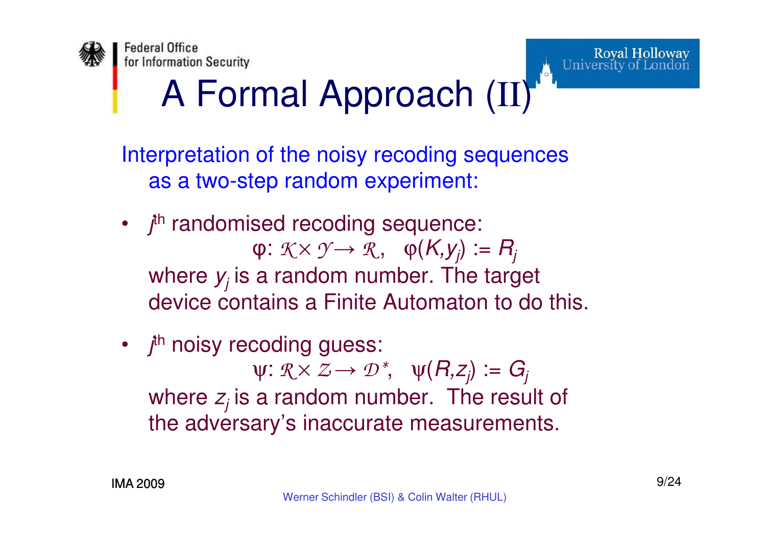# A Formal Approach (II)

Interpretation of the noisy recoding sequences as a two-step random experiment:

- $j^{th}$ randomised recoding sequence:

  $$\varphi: \mathcal{K} \times \mathcal{Y} \rightarrow \mathcal{R}, \quad \varphi(K, y_j) := R_j$$

  where $y_j$ is a random number. The target device contains a Finite Automaton to do this.

- $j^{th}$ noisy recoding guess:

  $$\psi: \mathcal{R} \times \mathcal{Z} \rightarrow \mathcal{D}^*, \quad \psi(R, z_j) := G_j$$

  where $z_j$ is a random number. The result of the adversary's inaccurate measurements.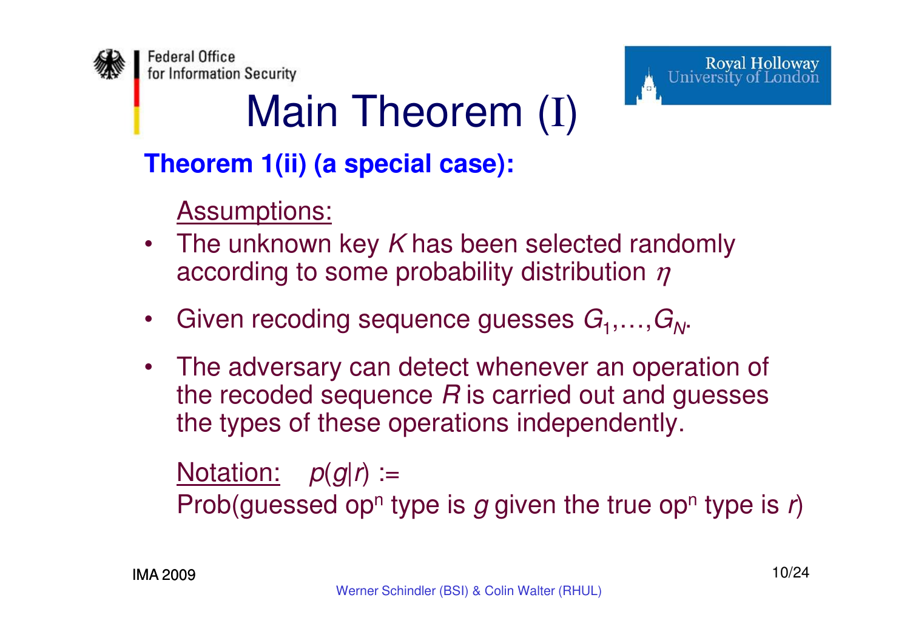# Main Theorem (I)

**Theorem 1(ii) (a special case):**

Assumptions:

- The unknown key $K$ has been selected randomly according to some probability distribution $\eta$
- Given recoding sequence guesses $G_1,\ldots,G_N$.
- The adversary can detect whenever an operation of the recoded sequence $R$ is carried out and guesses the types of these operations independently.

Notation: $p(g|r) :=$
Prob(guessed op$^n$ type is $g$ given the true op$^n$ type is $r$)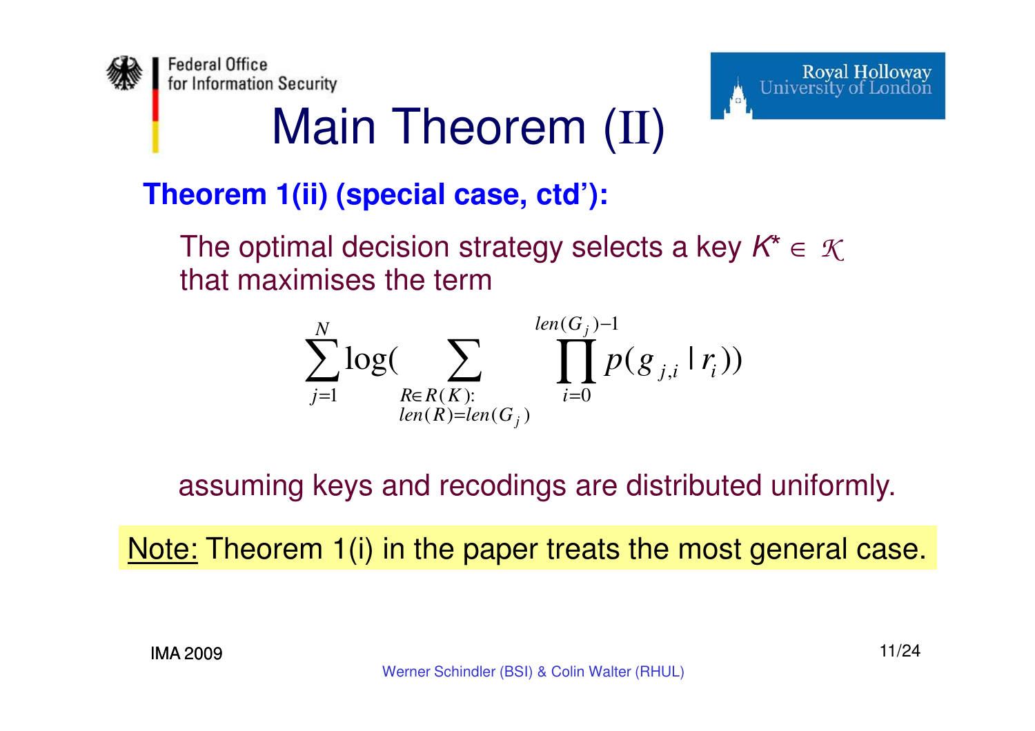# Main Theorem (II)

**Theorem 1(ii) (special case, ctd'):**

The optimal decision strategy selects a key $K^* \in \mathcal{K}$ that maximises the term

$$\sum_{j=1}^{N} \log\Bigg( \sum_{\substack{R \in R(K): \\ len(R) = len(G_j)}} \prod_{i=0}^{len(G_j)-1} p(g_{j,i} \mid r_i) \Bigg)$$

assuming keys and recodings are distributed uniformly.

<u>Note:</u> Theorem 1(i) in the paper treats the most general case.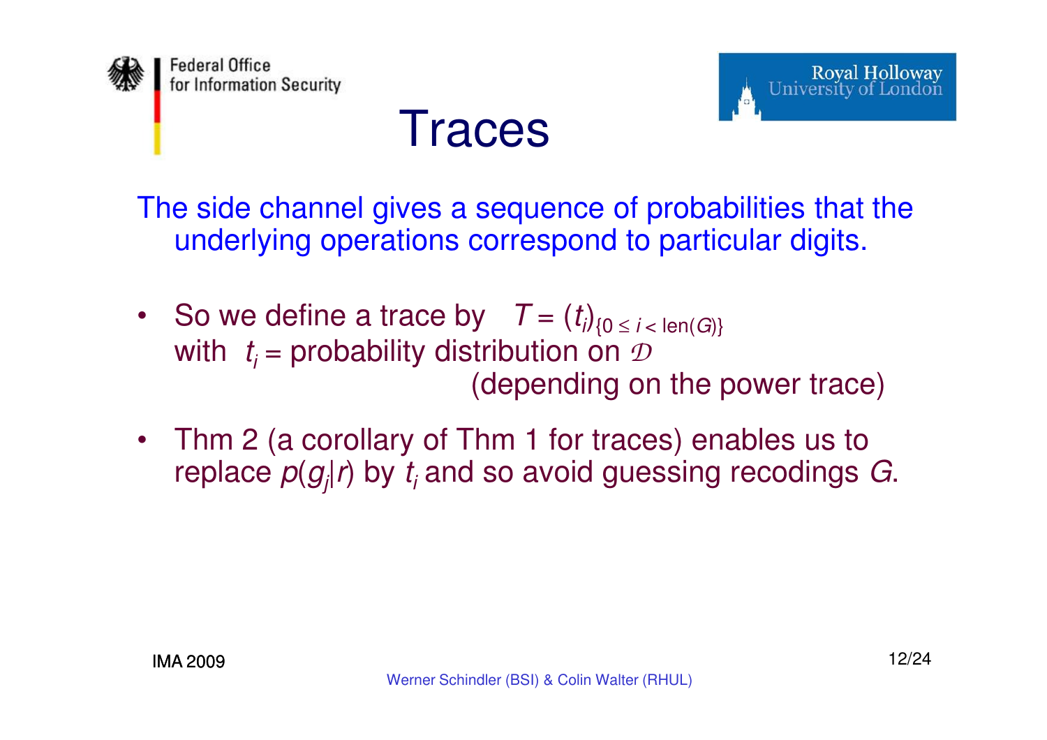# Traces

The side channel gives a sequence of probabilities that the underlying operations correspond to particular digits.

- So we define a trace by $T = (t_i)_{\{0 \le i < \text{len}(G)\}}$ with $t_i$ = probability distribution on $\mathcal{D}$ (depending on the power trace)
- Thm 2 (a corollary of Thm 1 for traces) enables us to replace $p(g_j|r)$ by $t_i$ and so avoid guessing recodings $G$.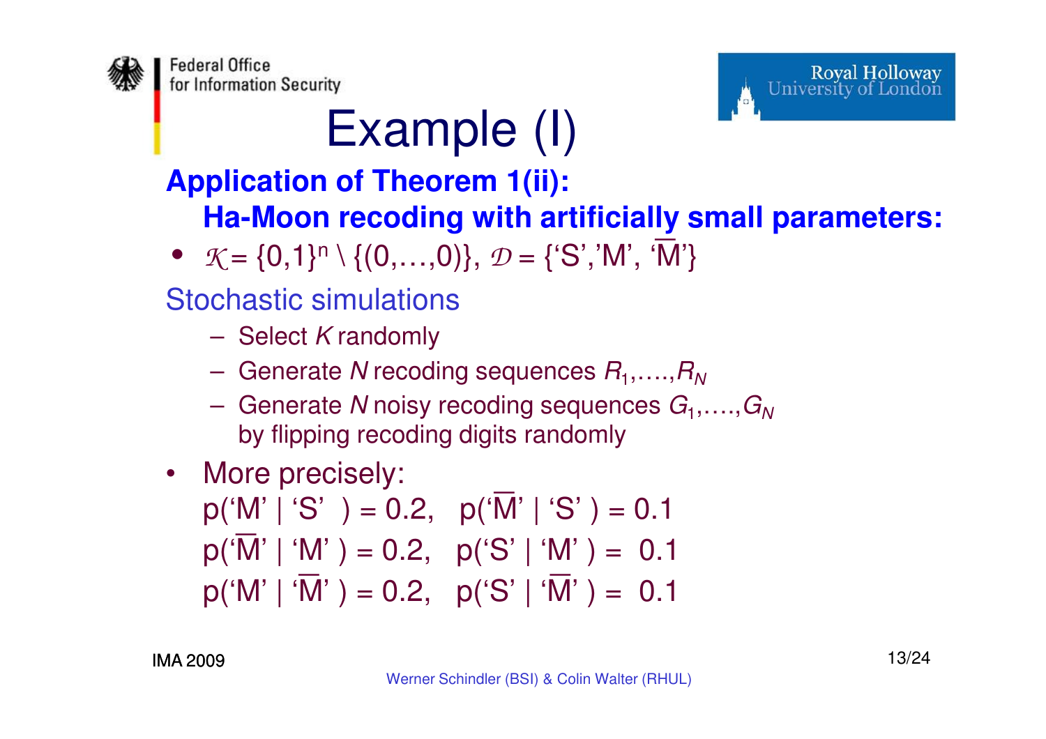# Example (I)

**Application of Theorem 1(ii):**

**Ha-Moon recoding with artificially small parameters:**

- $\mathcal{K} = \{0,1\}^n \setminus \{(0,\ldots,0)\}$, $\mathcal{D} = \{\text{'S'}, \text{'M'}, \text{'}\overline{\text{M}}\text{'}\}$

Stochastic simulations

- Select $K$ randomly
- Generate $N$ recoding sequences $R_1, \ldots, R_N$
- Generate $N$ noisy recoding sequences $G_1, \ldots, G_N$ by flipping recoding digits randomly

- More precisely:

$p(\text{'M'} \mid \text{'S'}) = 0.2, \quad p(\text{'}\overline{\text{M}}\text{'} \mid \text{'S'}) = 0.1$

$p(\text{'}\overline{\text{M}}\text{'} \mid \text{'M'}) = 0.2, \quad p(\text{'S'} \mid \text{'M'}) = 0.1$

$p(\text{'M'} \mid \text{'}\overline{\text{M}}\text{'}) = 0.2, \quad p(\text{'S'} \mid \text{'}\overline{\text{M}}\text{'}) = 0.1$

IMA 2009

Werner Schindler (BSI) & Colin Walter (RHUL)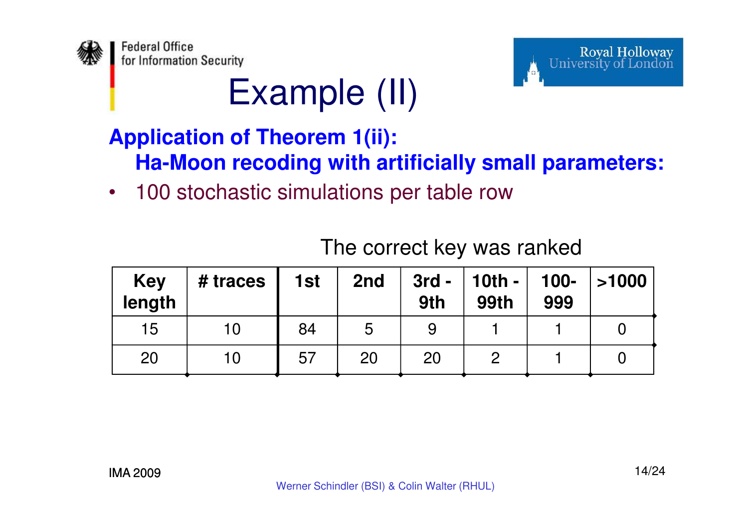# Example (II)

**Application of Theorem 1(ii):**
**Ha-Moon recoding with artificially small parameters:**

- 100 stochastic simulations per table row

The correct key was ranked

| Key length | # traces | 1st | 2nd | 3rd - 9th | 10th - 99th | 100-999 | >1000 |
|---|---|---|---|---|---|---|---|
| 15 | 10 | 84 | 5 | 9 | 1 | 1 | 0 |
| 20 | 10 | 57 | 20 | 20 | 2 | 1 | 0 |

IMA 2009

Werner Schindler (BSI) & Colin Walter (RHUL)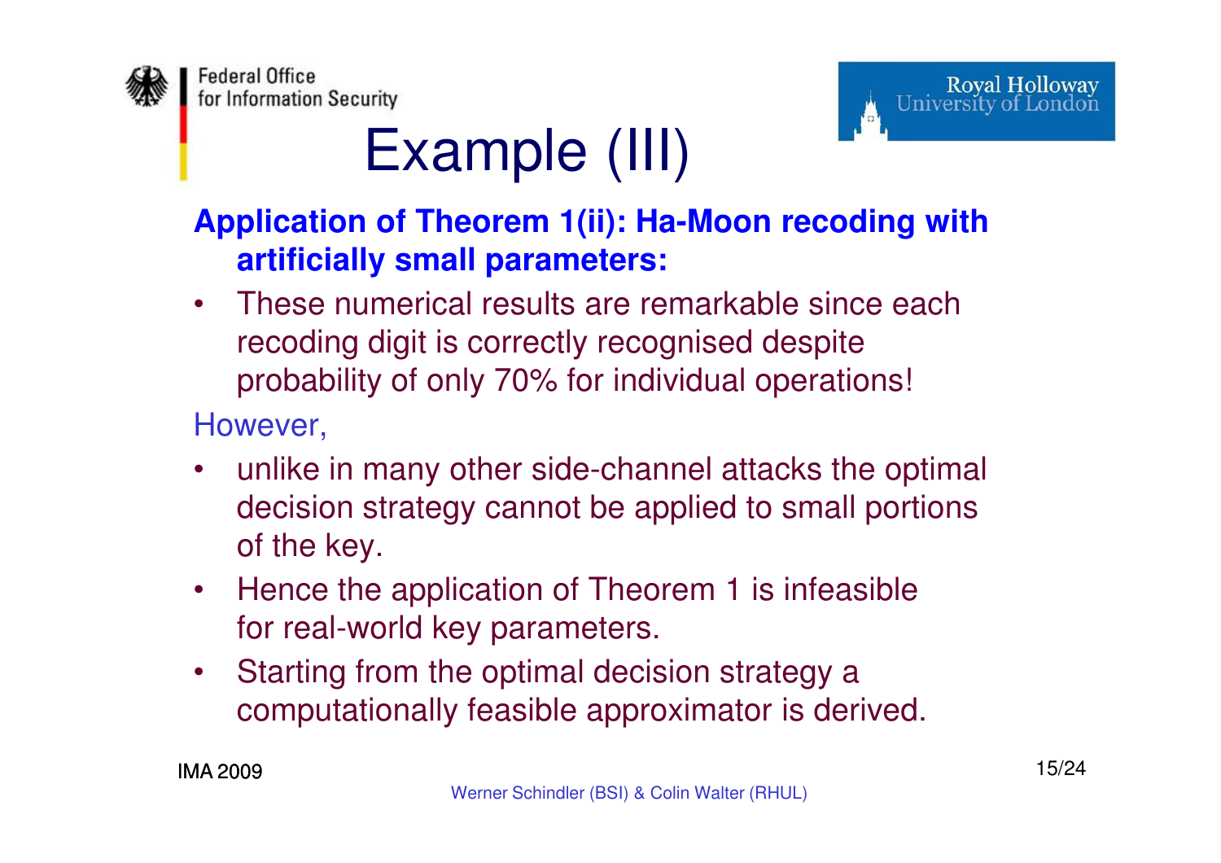# Example (III)

**Application of Theorem 1(ii): Ha-Moon recoding with artificially small parameters:**

- These numerical results are remarkable since each recoding digit is correctly recognised despite probability of only 70% for individual operations!

However,

- unlike in many other side-channel attacks the optimal decision strategy cannot be applied to small portions of the key.
- Hence the application of Theorem 1 is infeasible for real-world key parameters.
- Starting from the optimal decision strategy a computationally feasible approximator is derived.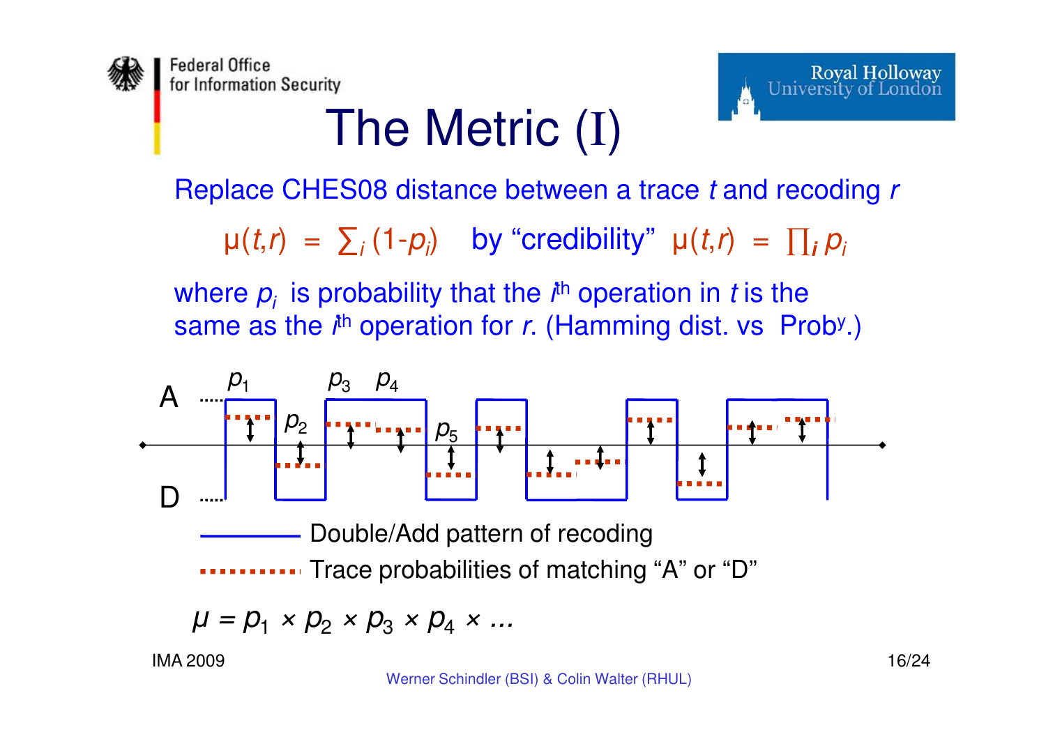# The Metric (I)

Replace CHES08 distance between a trace $t$ and recoding $r$

$\mu(t,r) = \sum_i (1-p_i)$ by "credibility" $\mu(t,r) = \prod_i p_i$

where $p_i$ is probability that the $i^{th}$ operation in $t$ is the same as the $i^{th}$ operation for $r$. (Hamming dist. vs Prob$^y$.)

A, D, $p_1$, $p_2$, $p_3$, $p_4$, $p_5$

Double/Add pattern of recoding

Trace probabilities of matching "A" or "D"

$$\mu = p_1 \times p_2 \times p_3 \times p_4 \times \ldots$$

IMA 2009

Werner Schindler (BSI) & Colin Walter (RHUL)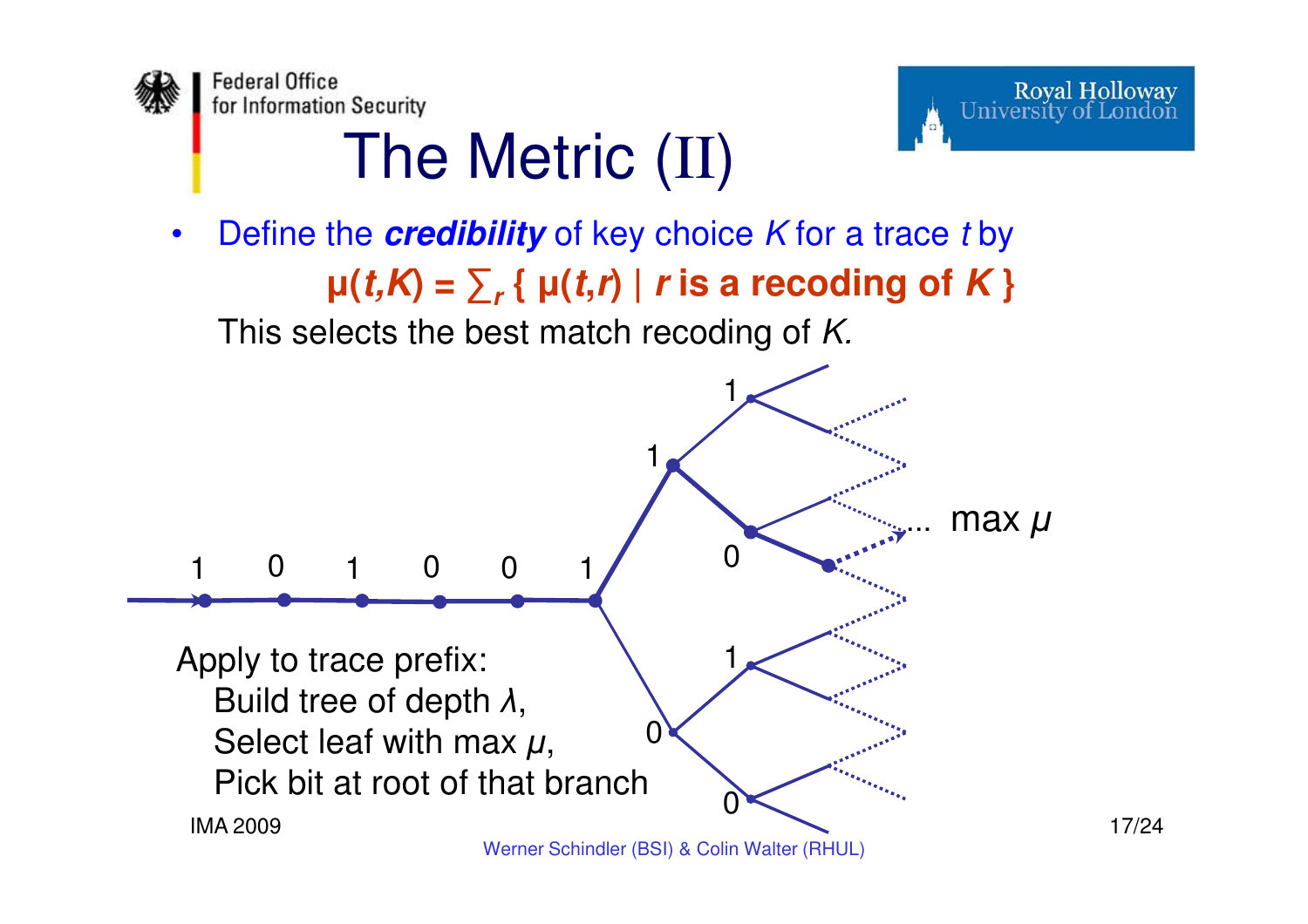# The Metric (II)

- Define the ***credibility*** of key choice $K$ for a trace $t$ by

$$\mu(t,K) = \sum_r \{ \mu(t,r) \mid r \text{ is a recoding of } K \}$$

This selects the best match recoding of $K$.

1 0 1 0 0 1

... max $\mu$

Apply to trace prefix:
- Build tree of depth $\lambda$,
- Select leaf with max $\mu$,
- Pick bit at root of that branch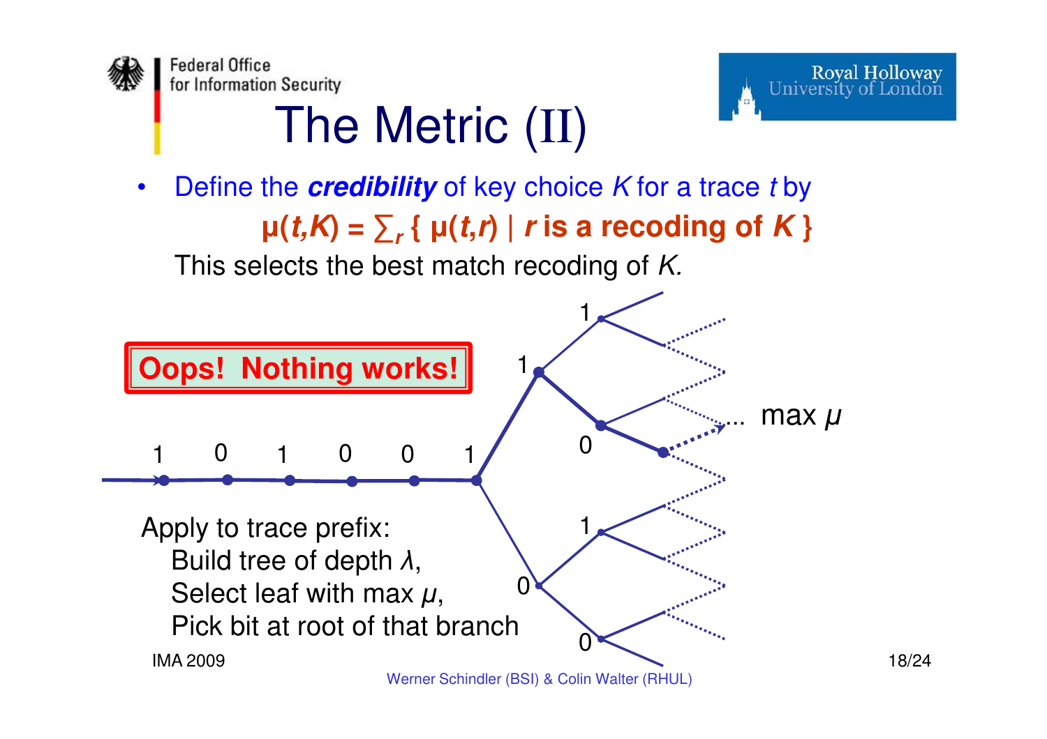# The Metric (II)

- Define the ***credibility*** of key choice $K$ for a trace $t$ by

$$\mu(t,K) = \sum_r \{ \mu(t,r) \mid r \text{ is a recoding of } K \}$$

This selects the best match recoding of *K.*

**Oops! Nothing works!**

1 0 1 0 0 1

1 1 0 0 1 0

... max $\mu$

Apply to trace prefix:
- Build tree of depth $\lambda$,
- Select leaf with max $\mu$,
- Pick bit at root of that branch

IMA 2009

Werner Schindler (BSI) & Colin Walter (RHUL)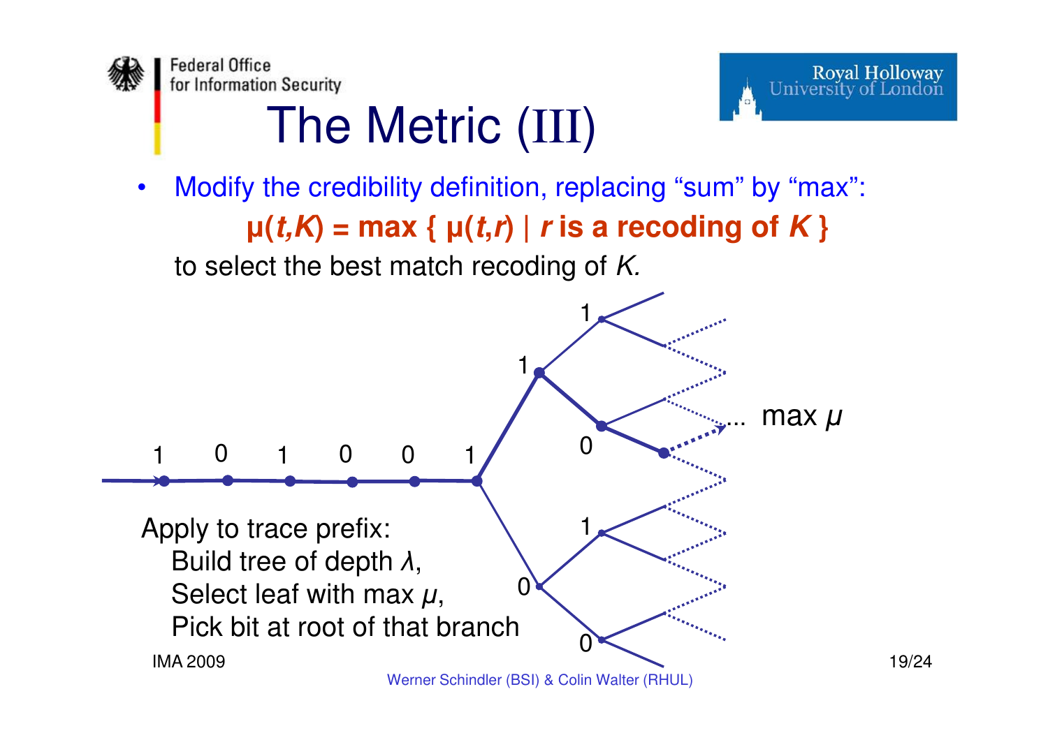# The Metric (III)

- Modify the credibility definition, replacing "sum" by "max":

  **$\mu(t,K) = \max \{ \mu(t,r) \mid r \text{ is a recoding of } K \}$**

  to select the best match recoding of *K.*

1 0 1 0 0 1

... max $\mu$

Apply to trace prefix:
- Build tree of depth $\lambda$,
- Select leaf with max $\mu$,
- Pick bit at root of that branch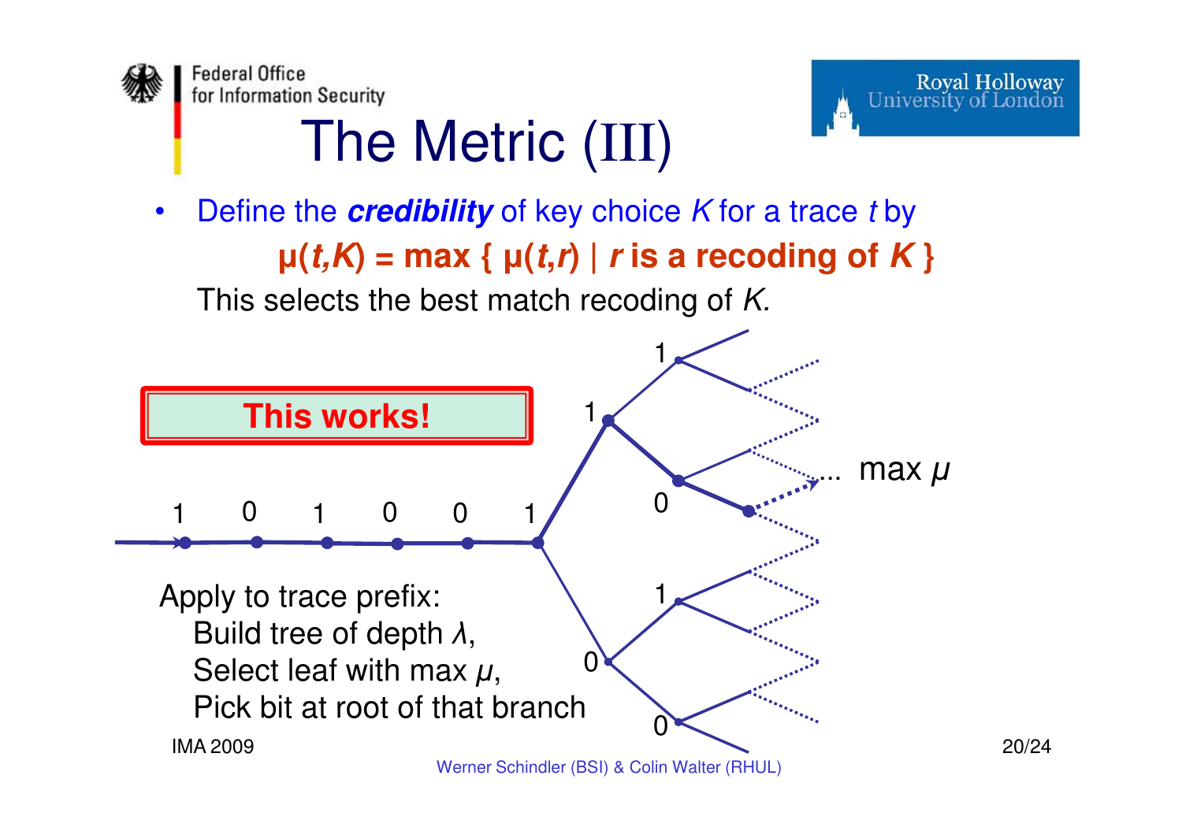# The Metric (III)

- Define the ***credibility*** of key choice $K$ for a trace $t$ by

$$\mu(t,K) = \max \{ \mu(t,r) \mid r \text{ is a recoding of } K \}$$

This selects the best match recoding of $K$.

**This works!**

1 0 1 0 0 1

... max $\mu$

Apply to trace prefix:
- Build tree of depth $\lambda$,
- Select leaf with max $\mu$,
- Pick bit at root of that branch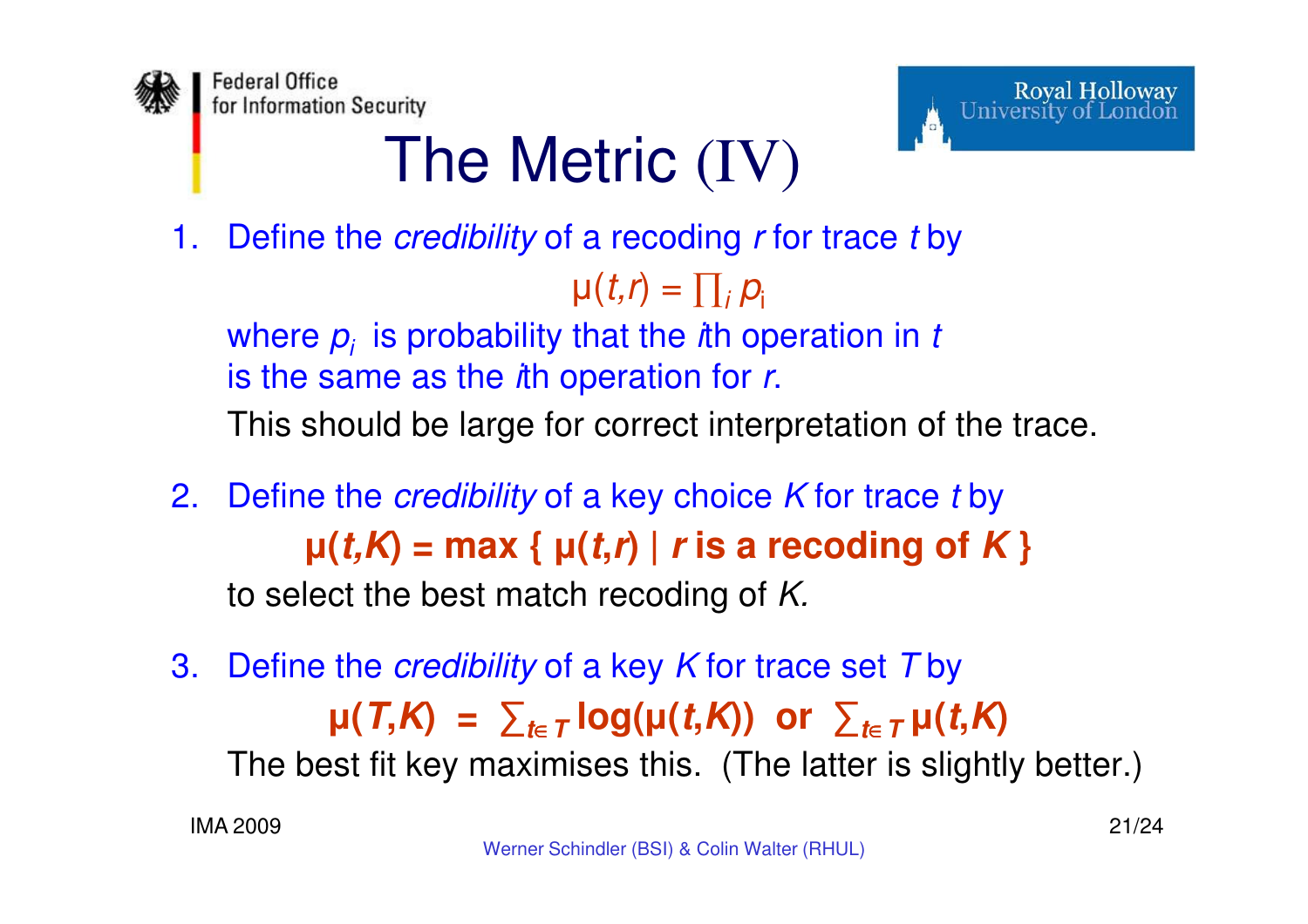# The Metric (IV)

1. Define the *credibility* of a recoding *r* for trace *t* by

   $$\mu(t,r) = \prod_i p_i$$

   where $p_i$ is probability that the *i*th operation in *t* is the same as the *i*th operation for *r*.

   This should be large for correct interpretation of the trace.

2. Define the *credibility* of a key choice *K* for trace *t* by

   $$\mu(t,K) = \max \{ \mu(t,r) \mid r \text{ is a recoding of } K \}$$

   to select the best match recoding of *K.*

3. Define the *credibility* of a key *K* for trace set *T* by

   $$\mu(T,K) = \sum_{t \in T} \log(\mu(t,K)) \text{ or } \sum_{t \in T} \mu(t,K)$$

   The best fit key maximises this. (The latter is slightly better.)

IMA 2009

Werner Schindler (BSI) & Colin Walter (RHUL)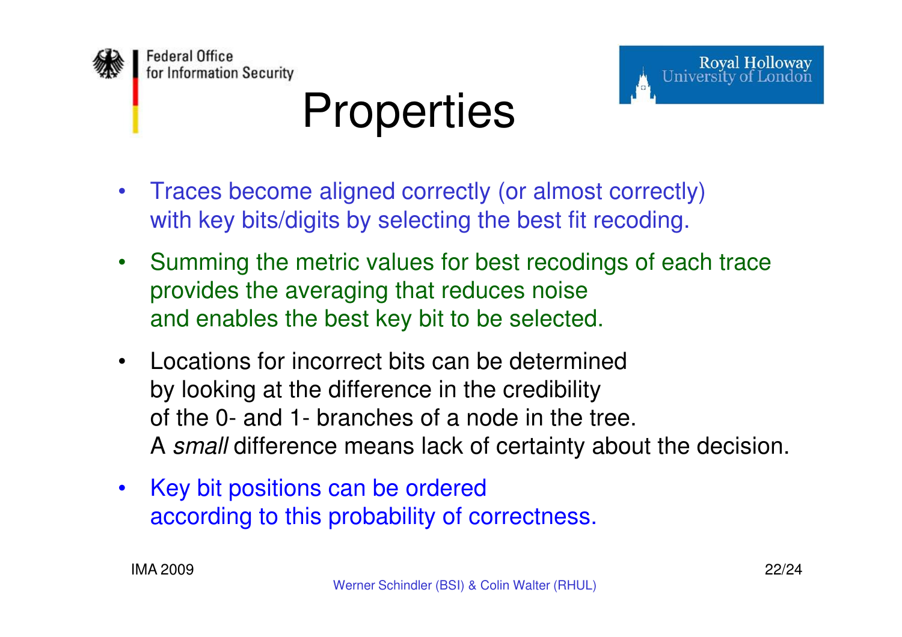# Properties

- Traces become aligned correctly (or almost correctly) with key bits/digits by selecting the best fit recoding.
- Summing the metric values for best recodings of each trace provides the averaging that reduces noise and enables the best key bit to be selected.
- Locations for incorrect bits can be determined by looking at the difference in the credibility of the 0- and 1- branches of a node in the tree. A *small* difference means lack of certainty about the decision.
- Key bit positions can be ordered according to this probability of correctness.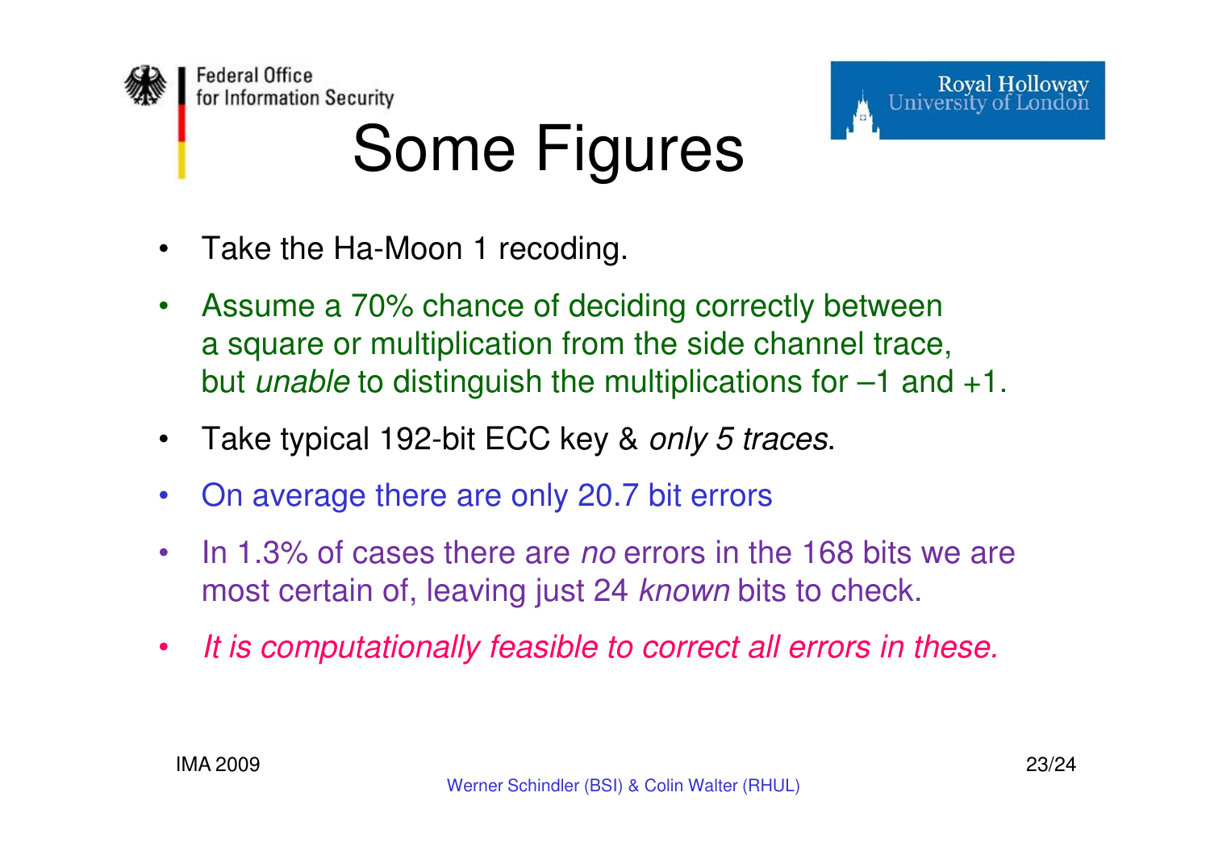# Some Figures

- Take the Ha-Moon 1 recoding.
- Assume a 70% chance of deciding correctly between a square or multiplication from the side channel trace, but *unable* to distinguish the multiplications for $-1$ and $+1$.
- Take typical 192-bit ECC key & *only 5 traces*.
- On average there are only 20.7 bit errors
- In 1.3% of cases there are *no* errors in the 168 bits we are most certain of, leaving just 24 *known* bits to check.
- *It is computationally feasible to correct all errors in these.*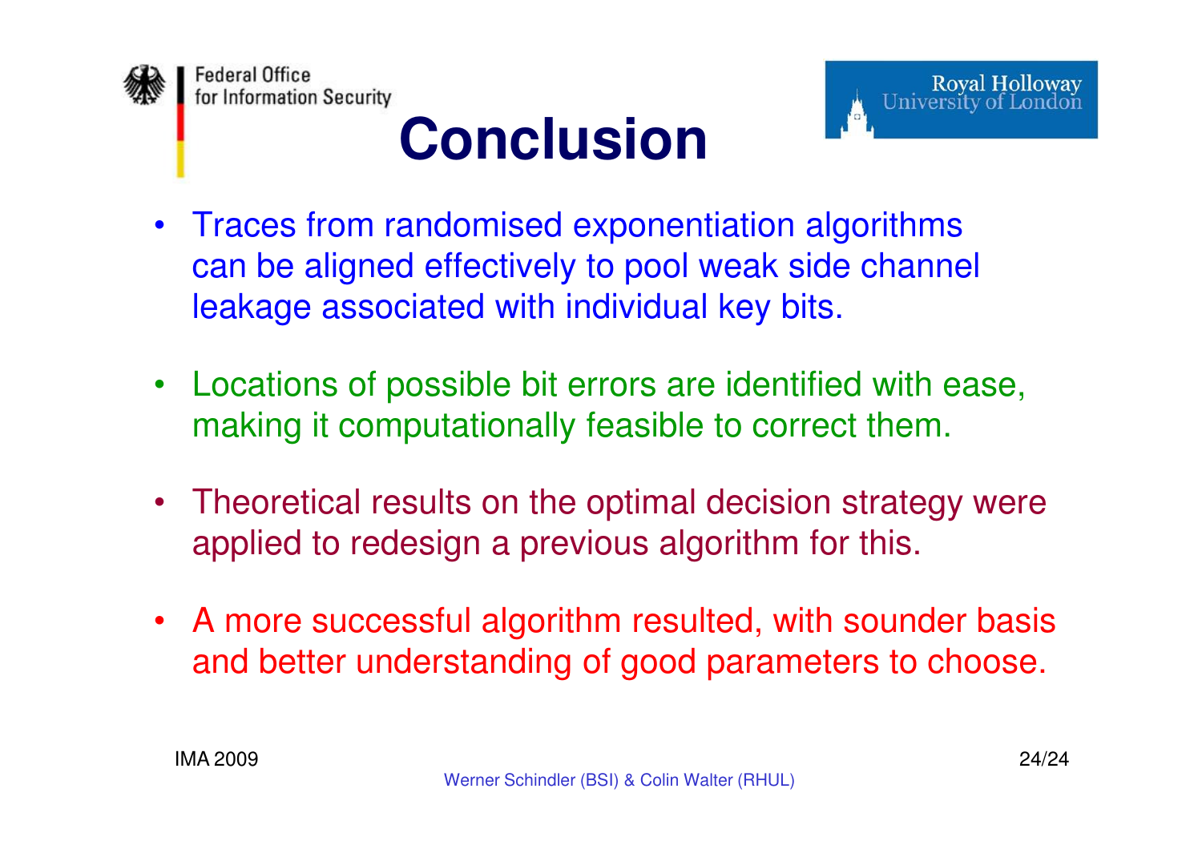# Conclusion

- Traces from randomised exponentiation algorithms can be aligned effectively to pool weak side channel leakage associated with individual key bits.
- Locations of possible bit errors are identified with ease, making it computationally feasible to correct them.
- Theoretical results on the optimal decision strategy were applied to redesign a previous algorithm for this.
- A more successful algorithm resulted, with sounder basis and better understanding of good parameters to choose.